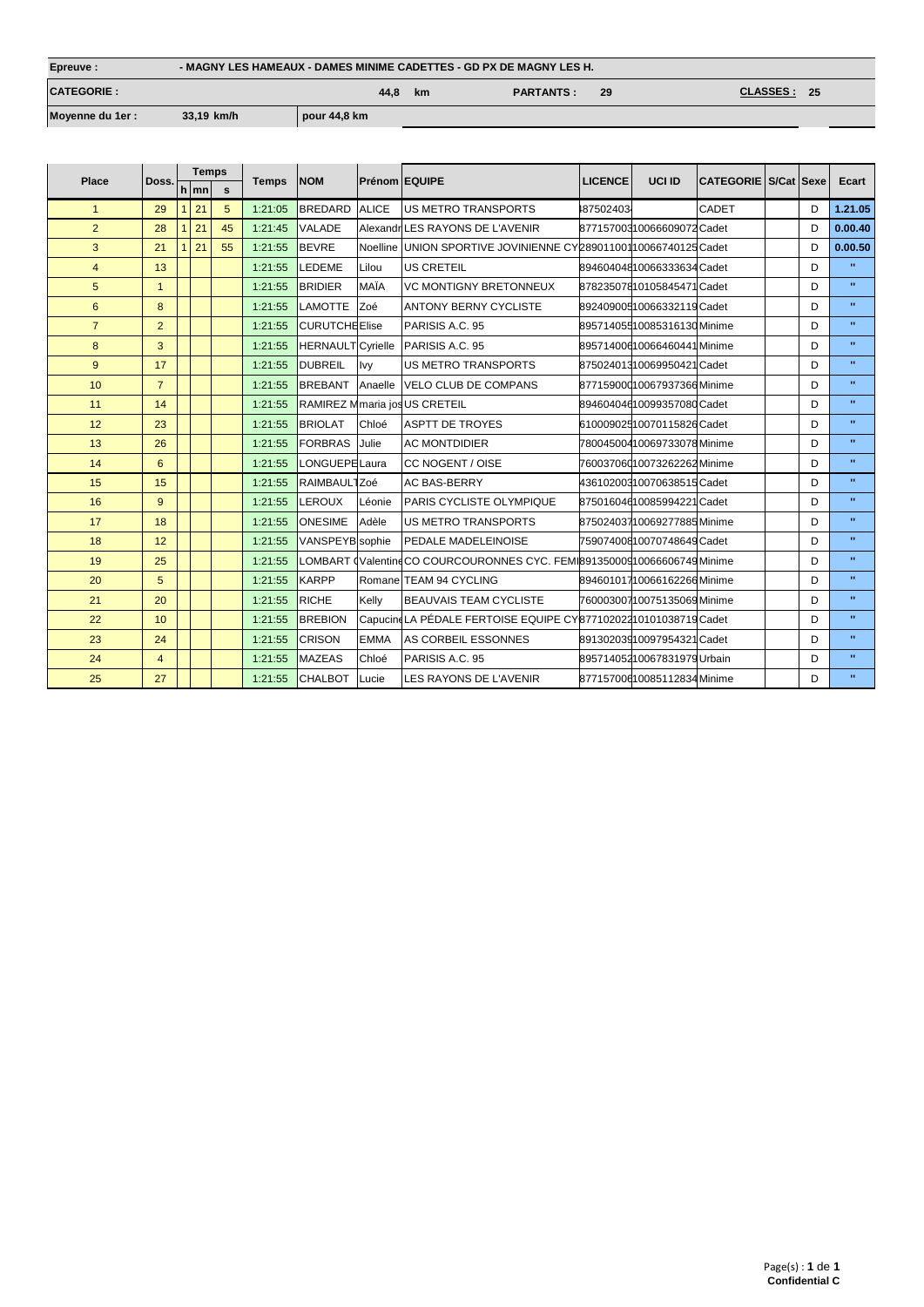| Epreuve : | - MAGNY LES HAMEAUX - DAMES MINIME CADETTES - GD PX DE MAGNY LES H. | | | | |
|---|---|---|---|---|---|
| CATEGORIE : | | 44,8 km | PARTANTS : 29 | | CLASSES : 25 |
| Moyenne du 1er : | 33,19 km/h | pour 44,8 km | | | |

| Place | Doss. | Temps | | | Temps | NOM | Prénom | EQUIPE | LICENCE | UCI ID | CATEGORIE | S/Cat | Sexe | Ecart |
|---|---|---|---|---|---|---|---|---|---|---|---|---|---|---|
| | | h | mn | s | | | | | | | | | | |
| 1 | 29 | 1 | 21 | 5 | 1:21:05 | BREDARD | ALICE | US METRO TRANSPORTS | 487502403 | | CADET | | D | 1.21.05 |
| 2 | 28 | 1 | 21 | 45 | 1:21:45 | VALADE | Alexandr | LES RAYONS DE L'AVENIR | 87715700310066609072 | | Cadet | | D | 0.00.40 |
| 3 | 21 | 1 | 21 | 55 | 1:21:55 | BEVRE | Noelline | UNION SPORTIVE JOVINIENNE CY | 28901100110066740125 | | Cadet | | D | 0.00.50 |
| 4 | 13 | | | | 1:21:55 | LEDEME | Lilou | US CRETEIL | 89460404810066333634 | | Cadet | | D | " |
| 5 | 1 | | | | 1:21:55 | BRIDIER | MAÏA | VC MONTIGNY BRETONNEUX | 87823507810105845471 | | Cadet | | D | " |
| 6 | 8 | | | | 1:21:55 | LAMOTTE | Zoé | ANTONY BERNY CYCLISTE | 89240900510066332119 | | Cadet | | D | " |
| 7 | 2 | | | | 1:21:55 | CURUTCHE | Elise | PARISIS A.C. 95 | 89571405510085316130 | | Minime | | D | " |
| 8 | 3 | | | | 1:21:55 | HERNAULT | Cyrielle | PARISIS A.C. 95 | 89571400610066460441 | | Minime | | D | " |
| 9 | 17 | | | | 1:21:55 | DUBREIL | Ivy | US METRO TRANSPORTS | 87502401310069950421 | | Cadet | | D | " |
| 10 | 7 | | | | 1:21:55 | BREBANT | Anaelle | VELO CLUB DE COMPANS | 87715900010067937366 | | Minime | | D | " |
| 11 | 14 | | | | 1:21:55 | RAMIREZ M | maria jos | US CRETEIL | 89460404610099357080 | | Cadet | | D | " |
| 12 | 23 | | | | 1:21:55 | BRIOLAT | Chloé | ASPTT DE TROYES | 61000902510070115826 | | Cadet | | D | " |
| 13 | 26 | | | | 1:21:55 | FORBRAS | Julie | AC MONTDIDIER | 78004500410069733078 | | Minime | | D | " |
| 14 | 6 | | | | 1:21:55 | LONGUEPE | Laura | CC NOGENT / OISE | 76003706010073262262 | | Minime | | D | " |
| 15 | 15 | | | | 1:21:55 | RAIMBAULT | Zoé | AC BAS-BERRY | 43610200310070638515 | | Cadet | | D | " |
| 16 | 9 | | | | 1:21:55 | LEROUX | Léonie | PARIS CYCLISTE OLYMPIQUE | 87501604610085994221 | | Cadet | | D | " |
| 17 | 18 | | | | 1:21:55 | ONESIME | Adèle | US METRO TRANSPORTS | 87502403710069277885 | | Minime | | D | " |
| 18 | 12 | | | | 1:21:55 | VANSPEYB | sophie | PEDALE MADELEINOISE | 75907400810070748649 | | Cadet | | D | " |
| 19 | 25 | | | | 1:21:55 | LOMBART ( | Valentine | CO COURCOURONNES CYC. FEMI | 89135000910066606749 | | Minime | | D | " |
| 20 | 5 | | | | 1:21:55 | KARPP | Romane | TEAM 94 CYCLING | 89460101710066162266 | | Minime | | D | " |
| 21 | 20 | | | | 1:21:55 | RICHE | Kelly | BEAUVAIS TEAM CYCLISTE | 76000300710075135069 | | Minime | | D | " |
| 22 | 10 | | | | 1:21:55 | BREBION | Capucine | LA PÉDALE FERTOISE EQUIPE CY | 87710202210101038719 | | Cadet | | D | " |
| 23 | 24 | | | | 1:21:55 | CRISON | EMMA | AS CORBEIL ESSONNES | 89130203910097954321 | | Cadet | | D | " |
| 24 | 4 | | | | 1:21:55 | MAZEAS | Chloé | PARISIS A.C. 95 | 89571405210067831979 | | Urbain | | D | " |
| 25 | 27 | | | | 1:21:55 | CHALBOT | Lucie | LES RAYONS DE L'AVENIR | 87715700610085112834 | | Minime | | D | " |

Confidential C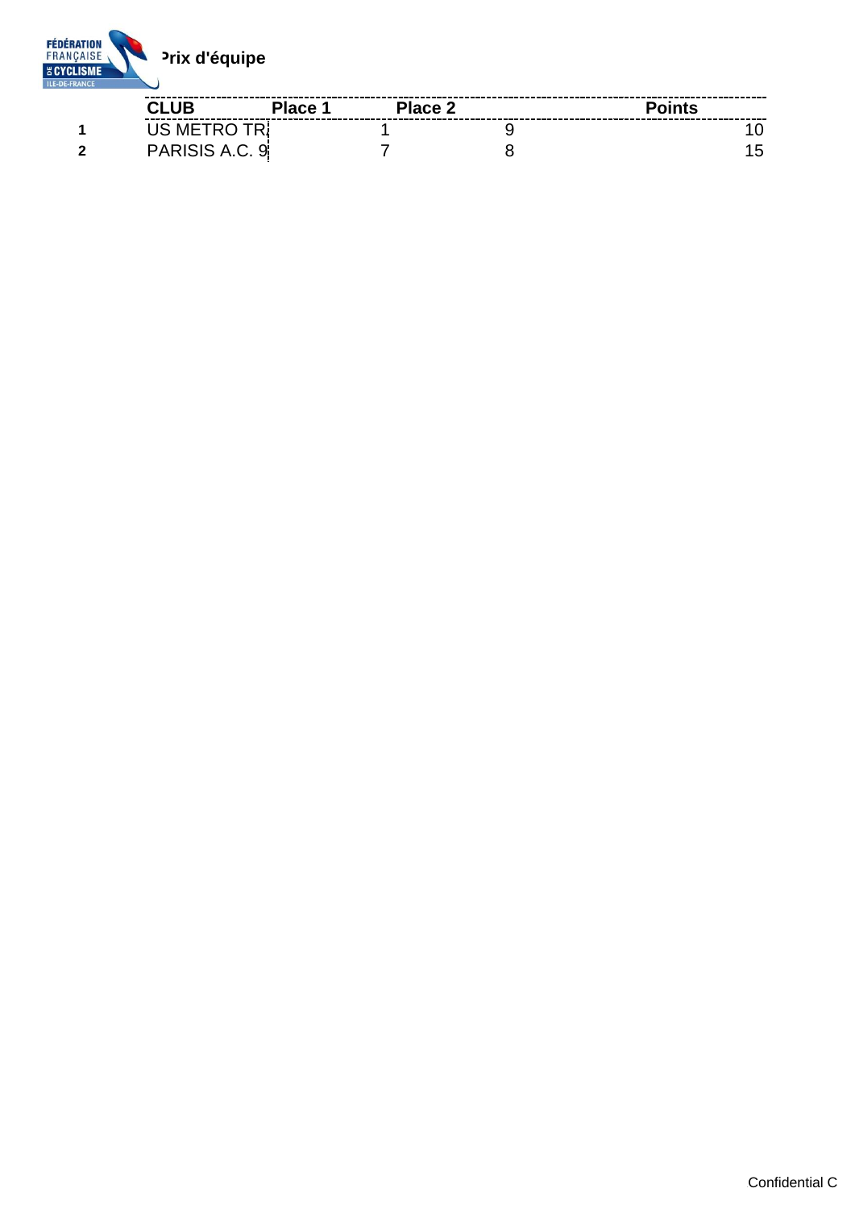# Prix d'équipe

| | CLUB | Place 1 | Place 2 | Points |
|---|---|---|---|---|
| 1 | US METRO TR | 1 | 9 | 10 |
| 2 | PARISIS A.C. 9 | 7 | 8 | 15 |

Confidential C